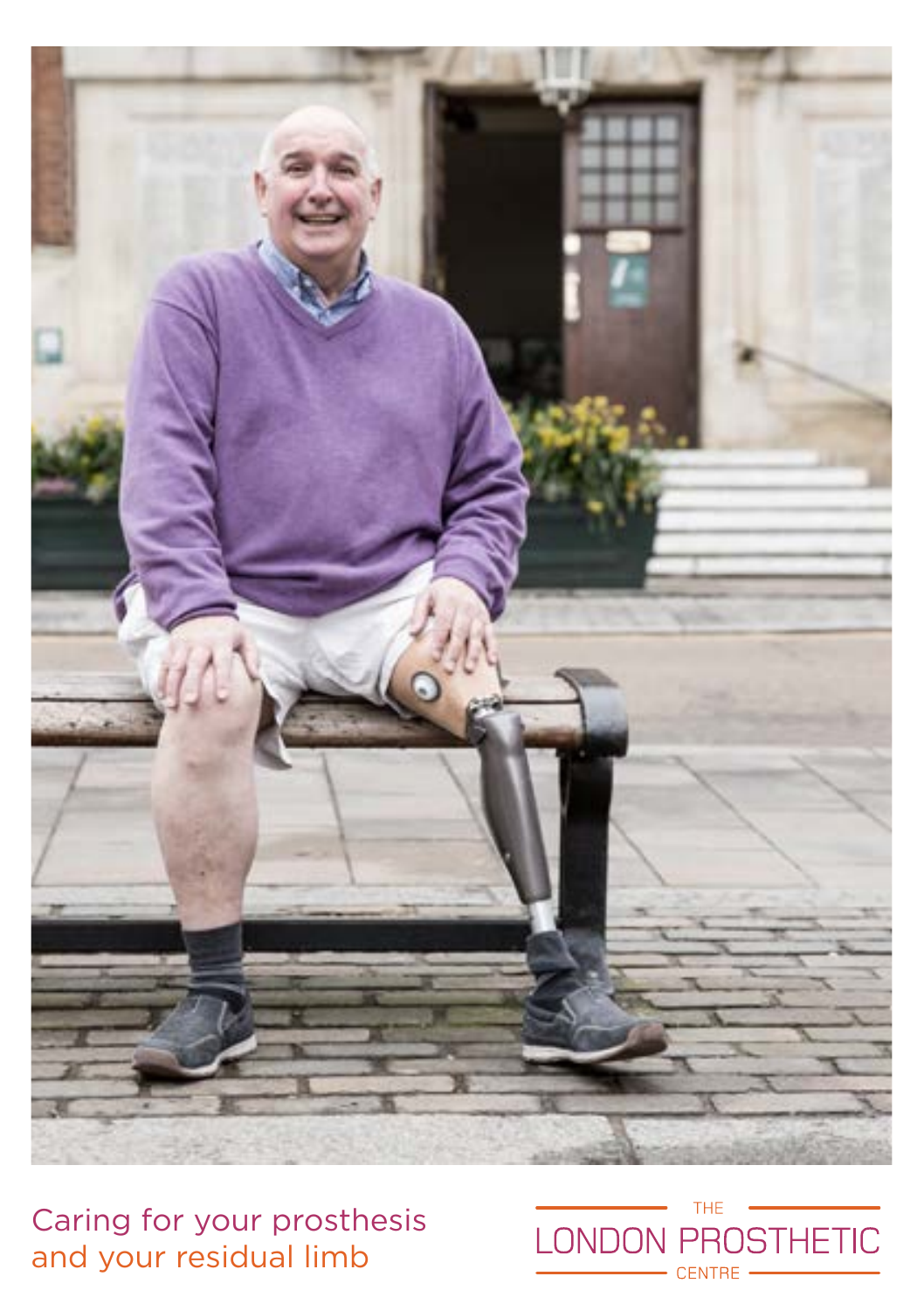# Caring for your prosthesis and your residual limb

THE
LONDON PROSTHETIC
CENTRE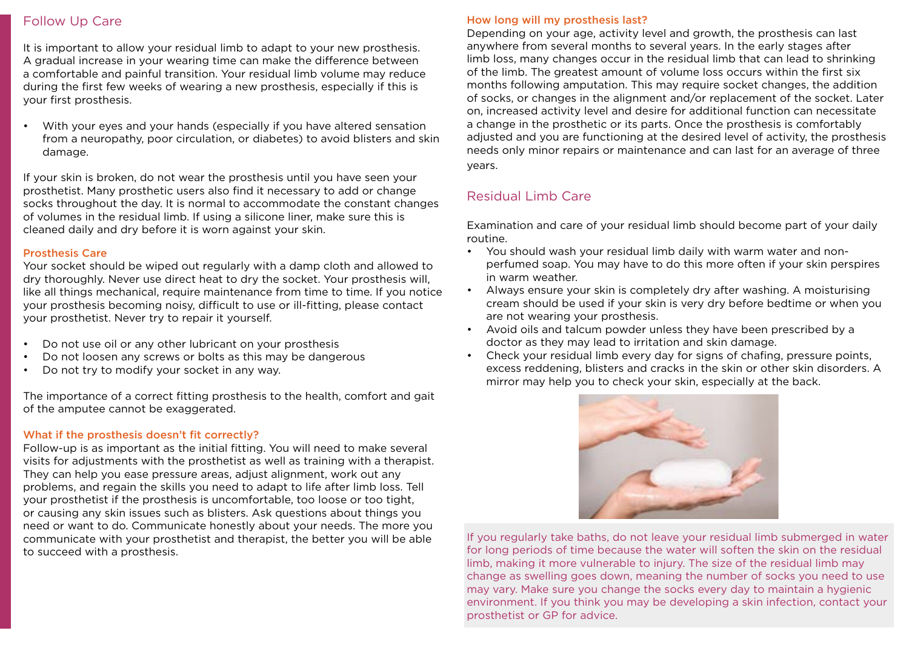## Follow Up Care

It is important to allow your residual limb to adapt to your new prosthesis. A gradual increase in your wearing time can make the difference between a comfortable and painful transition. Your residual limb volume may reduce during the first few weeks of wearing a new prosthesis, especially if this is your first prosthesis.

- With your eyes and your hands (especially if you have altered sensation from a neuropathy, poor circulation, or diabetes) to avoid blisters and skin damage.

If your skin is broken, do not wear the prosthesis until you have seen your prosthetist. Many prosthetic users also find it necessary to add or change socks throughout the day. It is normal to accommodate the constant changes of volumes in the residual limb. If using a silicone liner, make sure this is cleaned daily and dry before it is worn against your skin.

### Prosthesis Care

Your socket should be wiped out regularly with a damp cloth and allowed to dry thoroughly. Never use direct heat to dry the socket. Your prosthesis will, like all things mechanical, require maintenance from time to time. If you notice your prosthesis becoming noisy, difficult to use or ill-fitting, please contact your prosthetist. Never try to repair it yourself.

- Do not use oil or any other lubricant on your prosthesis
- Do not loosen any screws or bolts as this may be dangerous
- Do not try to modify your socket in any way.

The importance of a correct fitting prosthesis to the health, comfort and gait of the amputee cannot be exaggerated.

### What if the prosthesis doesn't fit correctly?

Follow-up is as important as the initial fitting. You will need to make several visits for adjustments with the prosthetist as well as training with a therapist. They can help you ease pressure areas, adjust alignment, work out any problems, and regain the skills you need to adapt to life after limb loss. Tell your prosthetist if the prosthesis is uncomfortable, too loose or too tight, or causing any skin issues such as blisters. Ask questions about things you need or want to do. Communicate honestly about your needs. The more you communicate with your prosthetist and therapist, the better you will be able to succeed with a prosthesis.

### How long will my prosthesis last?

Depending on your age, activity level and growth, the prosthesis can last anywhere from several months to several years. In the early stages after limb loss, many changes occur in the residual limb that can lead to shrinking of the limb. The greatest amount of volume loss occurs within the first six months following amputation. This may require socket changes, the addition of socks, or changes in the alignment and/or replacement of the socket. Later on, increased activity level and desire for additional function can necessitate a change in the prosthetic or its parts. Once the prosthesis is comfortably adjusted and you are functioning at the desired level of activity, the prosthesis needs only minor repairs or maintenance and can last for an average of three years.

## Residual Limb Care

Examination and care of your residual limb should become part of your daily routine.

- You should wash your residual limb daily with warm water and non-perfumed soap. You may have to do this more often if your skin perspires in warm weather.
- Always ensure your skin is completely dry after washing. A moisturising cream should be used if your skin is very dry before bedtime or when you are not wearing your prosthesis.
- Avoid oils and talcum powder unless they have been prescribed by a doctor as they may lead to irritation and skin damage.
- Check your residual limb every day for signs of chafing, pressure points, excess reddening, blisters and cracks in the skin or other skin disorders. A mirror may help you to check your skin, especially at the back.

If you regularly take baths, do not leave your residual limb submerged in water for long periods of time because the water will soften the skin on the residual limb, making it more vulnerable to injury. The size of the residual limb may change as swelling goes down, meaning the number of socks you need to use may vary. Make sure you change the socks every day to maintain a hygienic environment. If you think you may be developing a skin infection, contact your prosthetist or GP for advice.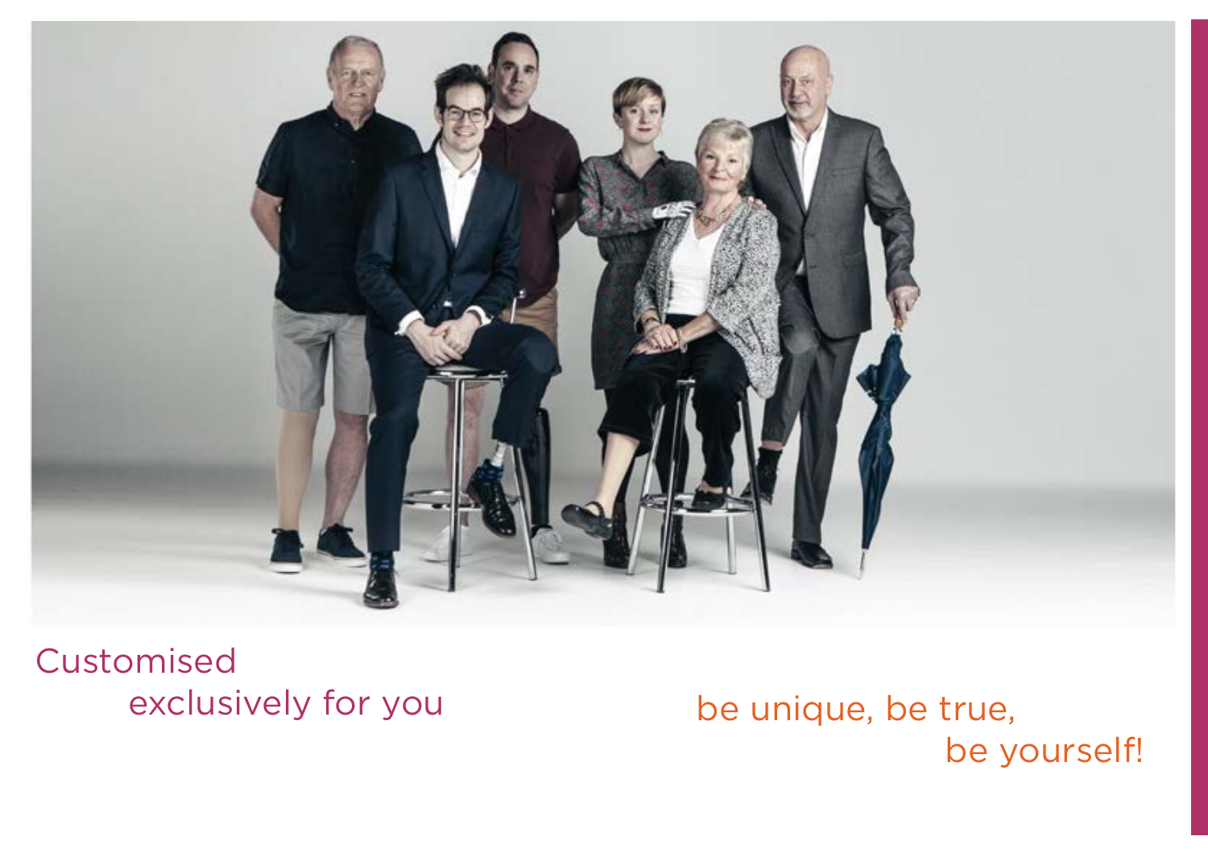Customised
exclusively for you

be unique, be true,
be yourself!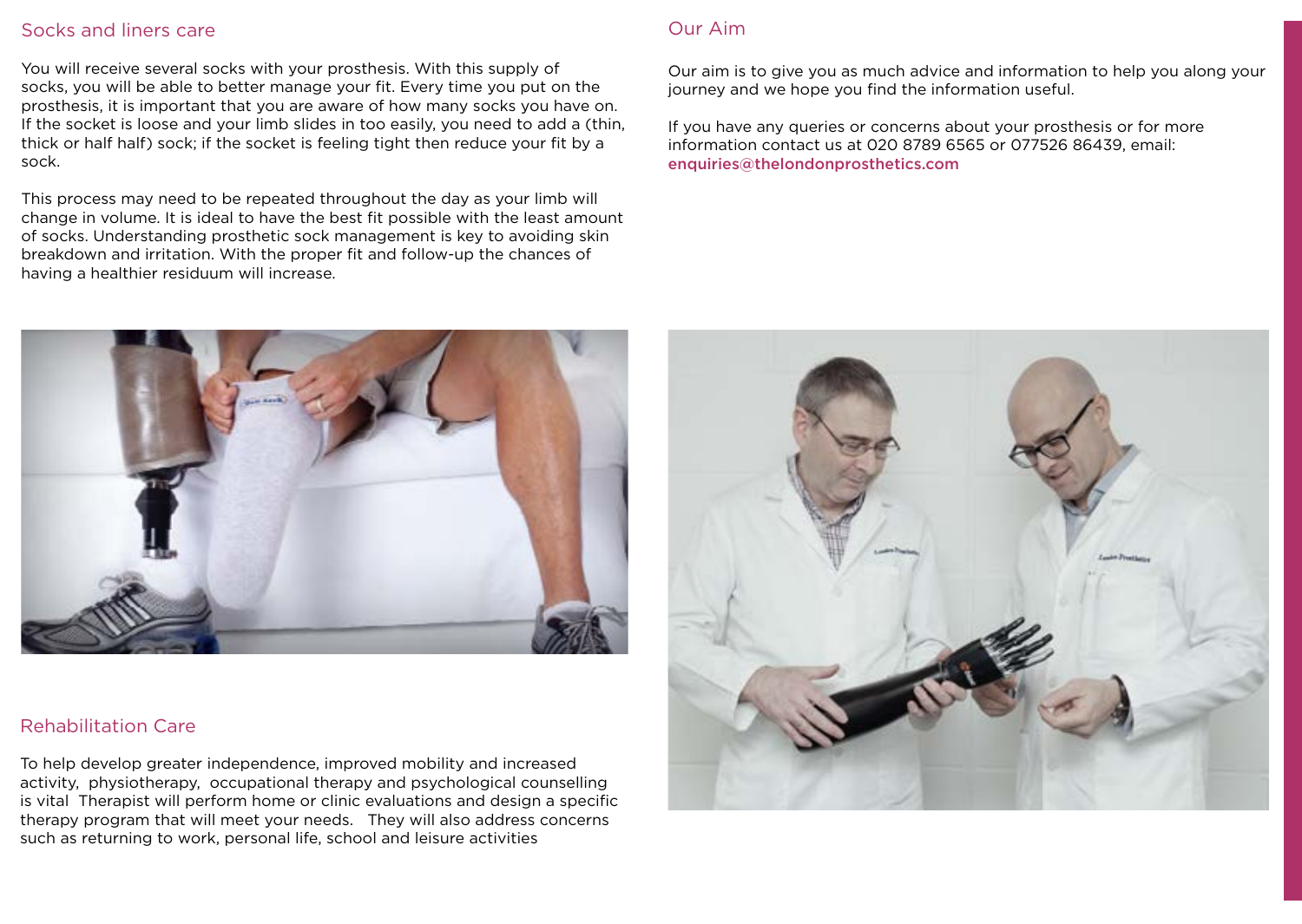## Socks and liners care

You will receive several socks with your prosthesis. With this supply of socks, you will be able to better manage your fit. Every time you put on the prosthesis, it is important that you are aware of how many socks you have on. If the socket is loose and your limb slides in too easily, you need to add a (thin, thick or half half) sock; if the socket is feeling tight then reduce your fit by a sock.

This process may need to be repeated throughout the day as your limb will change in volume. It is ideal to have the best fit possible with the least amount of socks. Understanding prosthetic sock management is key to avoiding skin breakdown and irritation. With the proper fit and follow-up the chances of having a healthier residuum will increase.

## Rehabilitation Care

To help develop greater independence, improved mobility and increased activity, physiotherapy, occupational therapy and psychological counselling is vital Therapist will perform home or clinic evaluations and design a specific therapy program that will meet your needs. They will also address concerns such as returning to work, personal life, school and leisure activities

## Our Aim

Our aim is to give you as much advice and information to help you along your journey and we hope you find the information useful.

If you have any queries or concerns about your prosthesis or for more information contact us at 020 8789 6565 or 077526 86439, email: **enquiries@thelondonprosthetics.com**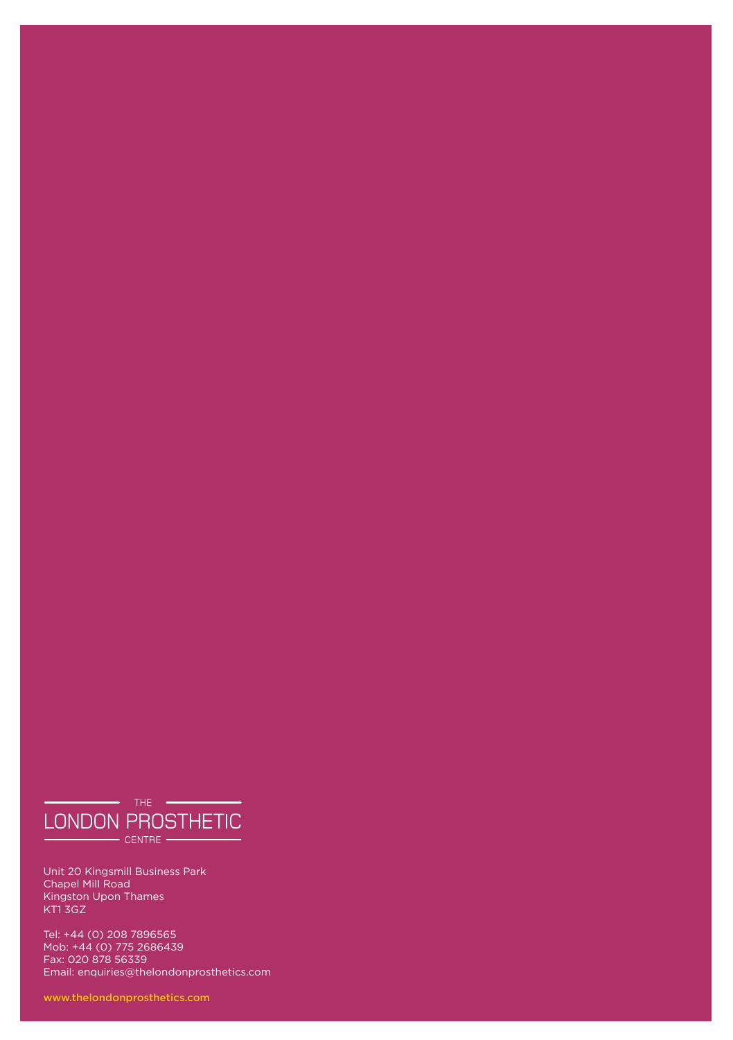THE

LONDON PROSTHETIC

CENTRE

Unit 20 Kingsmill Business Park
Chapel Mill Road
Kingston Upon Thames
KT1 3GZ

Tel: +44 (0) 208 7896565
Mob: +44 (0) 775 2686439
Fax: 020 878 56339
Email: enquiries@thelondonprosthetics.com

www.thelondonprosthetics.com